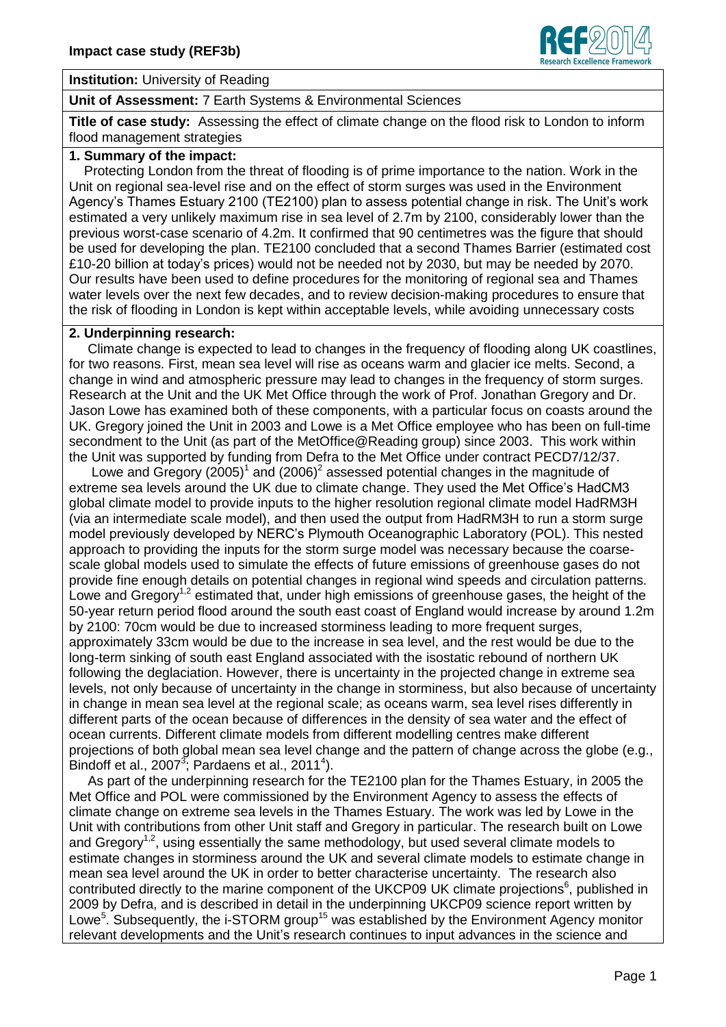**Impact case study (REF3b)**

**Institution:** University of Reading

**Unit of Assessment:** 7 Earth Systems & Environmental Sciences

**Title of case study:** Assessing the effect of climate change on the flood risk to London to inform flood management strategies

## 1. Summary of the impact:

Protecting London from the threat of flooding is of prime importance to the nation. Work in the Unit on regional sea-level rise and on the effect of storm surges was used in the Environment Agency's Thames Estuary 2100 (TE2100) plan to assess potential change in risk. The Unit's work estimated a very unlikely maximum rise in sea level of 2.7m by 2100, considerably lower than the previous worst-case scenario of 4.2m. It confirmed that 90 centimetres was the figure that should be used for developing the plan. TE2100 concluded that a second Thames Barrier (estimated cost £10-20 billion at today's prices) would not be needed not by 2030, but may be needed by 2070. Our results have been used to define procedures for the monitoring of regional sea and Thames water levels over the next few decades, and to review decision-making procedures to ensure that the risk of flooding in London is kept within acceptable levels, while avoiding unnecessary costs

## 2. Underpinning research:

Climate change is expected to lead to changes in the frequency of flooding along UK coastlines, for two reasons. First, mean sea level will rise as oceans warm and glacier ice melts. Second, a change in wind and atmospheric pressure may lead to changes in the frequency of storm surges. Research at the Unit and the UK Met Office through the work of Prof. Jonathan Gregory and Dr. Jason Lowe has examined both of these components, with a particular focus on coasts around the UK. Gregory joined the Unit in 2003 and Lowe is a Met Office employee who has been on full-time secondment to the Unit (as part of the MetOffice@Reading group) since 2003. This work within the Unit was supported by funding from Defra to the Met Office under contract PECD7/12/37.

Lowe and Gregory (2005)[1] and (2006)[2] assessed potential changes in the magnitude of extreme sea levels around the UK due to climate change. They used the Met Office's HadCM3 global climate model to provide inputs to the higher resolution regional climate model HadRM3H (via an intermediate scale model), and then used the output from HadRM3H to run a storm surge model previously developed by NERC's Plymouth Oceanographic Laboratory (POL). This nested approach to providing the inputs for the storm surge model was necessary because the coarse-scale global models used to simulate the effects of future emissions of greenhouse gases do not provide fine enough details on potential changes in regional wind speeds and circulation patterns. Lowe and Gregory[1,2] estimated that, under high emissions of greenhouse gases, the height of the 50-year return period flood around the south east coast of England would increase by around 1.2m by 2100: 70cm would be due to increased storminess leading to more frequent surges, approximately 33cm would be due to the increase in sea level, and the rest would be due to the long-term sinking of south east England associated with the isostatic rebound of northern UK following the deglaciation. However, there is uncertainty in the projected change in extreme sea levels, not only because of uncertainty in the change in storminess, but also because of uncertainty in change in mean sea level at the regional scale; as oceans warm, sea level rises differently in different parts of the ocean because of differences in the density of sea water and the effect of ocean currents. Different climate models from different modelling centres make different projections of both global mean sea level change and the pattern of change across the globe (e.g., Bindoff et al., 2007[3]; Pardaens et al., 2011[4]).

As part of the underpinning research for the TE2100 plan for the Thames Estuary, in 2005 the Met Office and POL were commissioned by the Environment Agency to assess the effects of climate change on extreme sea levels in the Thames Estuary. The work was led by Lowe in the Unit with contributions from other Unit staff and Gregory in particular. The research built on Lowe and Gregory[1,2], using essentially the same methodology, but used several climate models to estimate changes in storminess around the UK and several climate models to estimate change in mean sea level around the UK in order to better characterise uncertainty. The research also contributed directly to the marine component of the UKCP09 UK climate projections[6], published in 2009 by Defra, and is described in detail in the underpinning UKCP09 science report written by Lowe[5]. Subsequently, the i-STORM group[15] was established by the Environment Agency monitor relevant developments and the Unit's research continues to input advances in the science and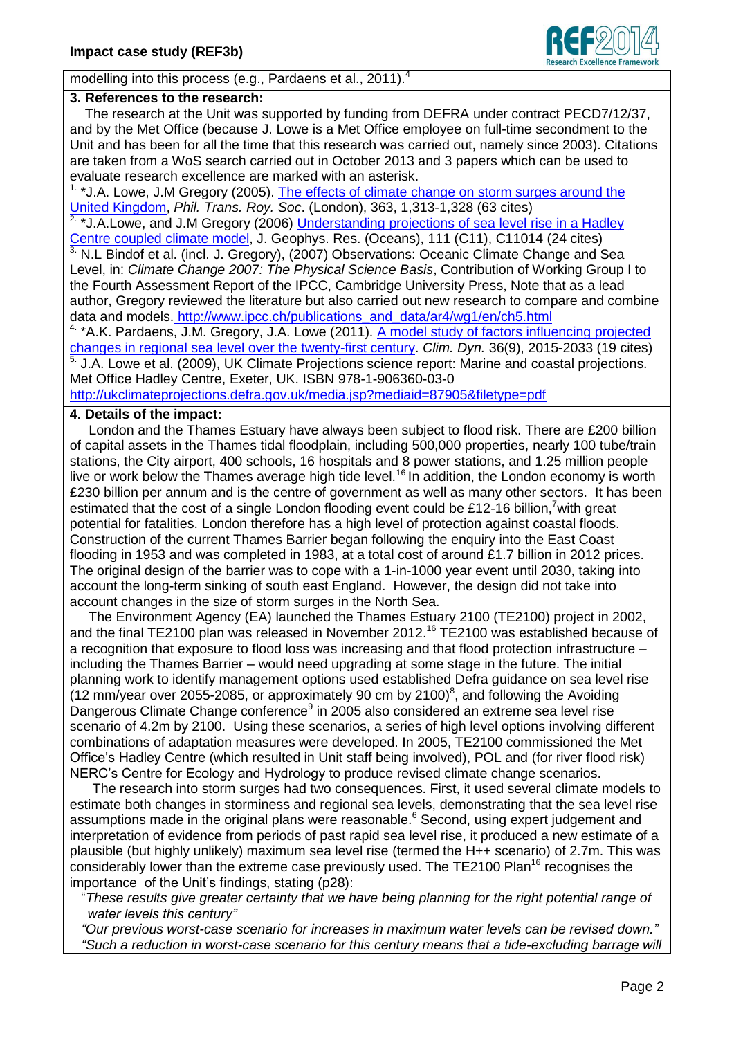modelling into this process (e.g., Pardaens et al., 2011).[4]

## 3. References to the research:

The research at the Unit was supported by funding from DEFRA under contract PECD7/12/37, and by the Met Office (because J. Lowe is a Met Office employee on full-time secondment to the Unit and has been for all the time that this research was carried out, namely since 2003). Citations are taken from a WoS search carried out in October 2013 and 3 papers which can be used to evaluate research excellence are marked with an asterisk.

1. *J.A. Lowe, J.M Gregory (2005). The effects of climate change on storm surges around the United Kingdom, *Phil. Trans. Roy. Soc*. (London), 363, 1,313-1,328 (63 cites)
2. *J.A.Lowe, and J.M Gregory (2006) Understanding projections of sea level rise in a Hadley Centre coupled climate model, J. Geophys. Res. (Oceans), 111 (C11), C11014 (24 cites)
3. N.L Bindof et al. (incl. J. Gregory), (2007) Observations: Oceanic Climate Change and Sea Level, in: *Climate Change 2007: The Physical Science Basis*, Contribution of Working Group I to the Fourth Assessment Report of the IPCC, Cambridge University Press, Note that as a lead author, Gregory reviewed the literature but also carried out new research to compare and combine data and models. http://www.ipcc.ch/publications_and_data/ar4/wg1/en/ch5.html
4. *A.K. Pardaens, J.M. Gregory, J.A. Lowe (2011). A model study of factors influencing projected changes in regional sea level over the twenty-first century. *Clim. Dyn.* 36(9), 2015-2033 (19 cites)
5. J.A. Lowe et al. (2009), UK Climate Projections science report: Marine and coastal projections. Met Office Hadley Centre, Exeter, UK. ISBN 978-1-906360-03-0 http://ukclimateprojections.defra.gov.uk/media.jsp?mediaid=87905&filetype=pdf

## 4. Details of the impact:

London and the Thames Estuary have always been subject to flood risk. There are £200 billion of capital assets in the Thames tidal floodplain, including 500,000 properties, nearly 100 tube/train stations, the City airport, 400 schools, 16 hospitals and 8 power stations, and 1.25 million people live or work below the Thames average high tide level.[16] In addition, the London economy is worth £230 billion per annum and is the centre of government as well as many other sectors. It has been estimated that the cost of a single London flooding event could be £12-16 billion,[7] with great potential for fatalities. London therefore has a high level of protection against coastal floods. Construction of the current Thames Barrier began following the enquiry into the East Coast flooding in 1953 and was completed in 1983, at a total cost of around £1.7 billion in 2012 prices. The original design of the barrier was to cope with a 1-in-1000 year event until 2030, taking into account the long-term sinking of south east England. However, the design did not take into account changes in the size of storm surges in the North Sea.

The Environment Agency (EA) launched the Thames Estuary 2100 (TE2100) project in 2002, and the final TE2100 plan was released in November 2012.[16] TE2100 was established because of a recognition that exposure to flood loss was increasing and that flood protection infrastructure – including the Thames Barrier – would need upgrading at some stage in the future. The initial planning work to identify management options used established Defra guidance on sea level rise (12 mm/year over 2055-2085, or approximately 90 cm by 2100)[8], and following the Avoiding Dangerous Climate Change conference[9] in 2005 also considered an extreme sea level rise scenario of 4.2m by 2100. Using these scenarios, a series of high level options involving different combinations of adaptation measures were developed. In 2005, TE2100 commissioned the Met Office's Hadley Centre (which resulted in Unit staff being involved), POL and (for river flood risk) NERC's Centre for Ecology and Hydrology to produce revised climate change scenarios.

The research into storm surges had two consequences. First, it used several climate models to estimate both changes in storminess and regional sea levels, demonstrating that the sea level rise assumptions made in the original plans were reasonable.[6] Second, using expert judgement and interpretation of evidence from periods of past rapid sea level rise, it produced a new estimate of a plausible (but highly unlikely) maximum sea level rise (termed the H++ scenario) of 2.7m. This was considerably lower than the extreme case previously used. The TE2100 Plan[16] recognises the importance of the Unit's findings, stating (p28):

"*These results give greater certainty that we have being planning for the right potential range of water levels this century"*

*"Our previous worst-case scenario for increases in maximum water levels can be revised down."*

*"Such a reduction in worst-case scenario for this century means that a tide-excluding barrage will*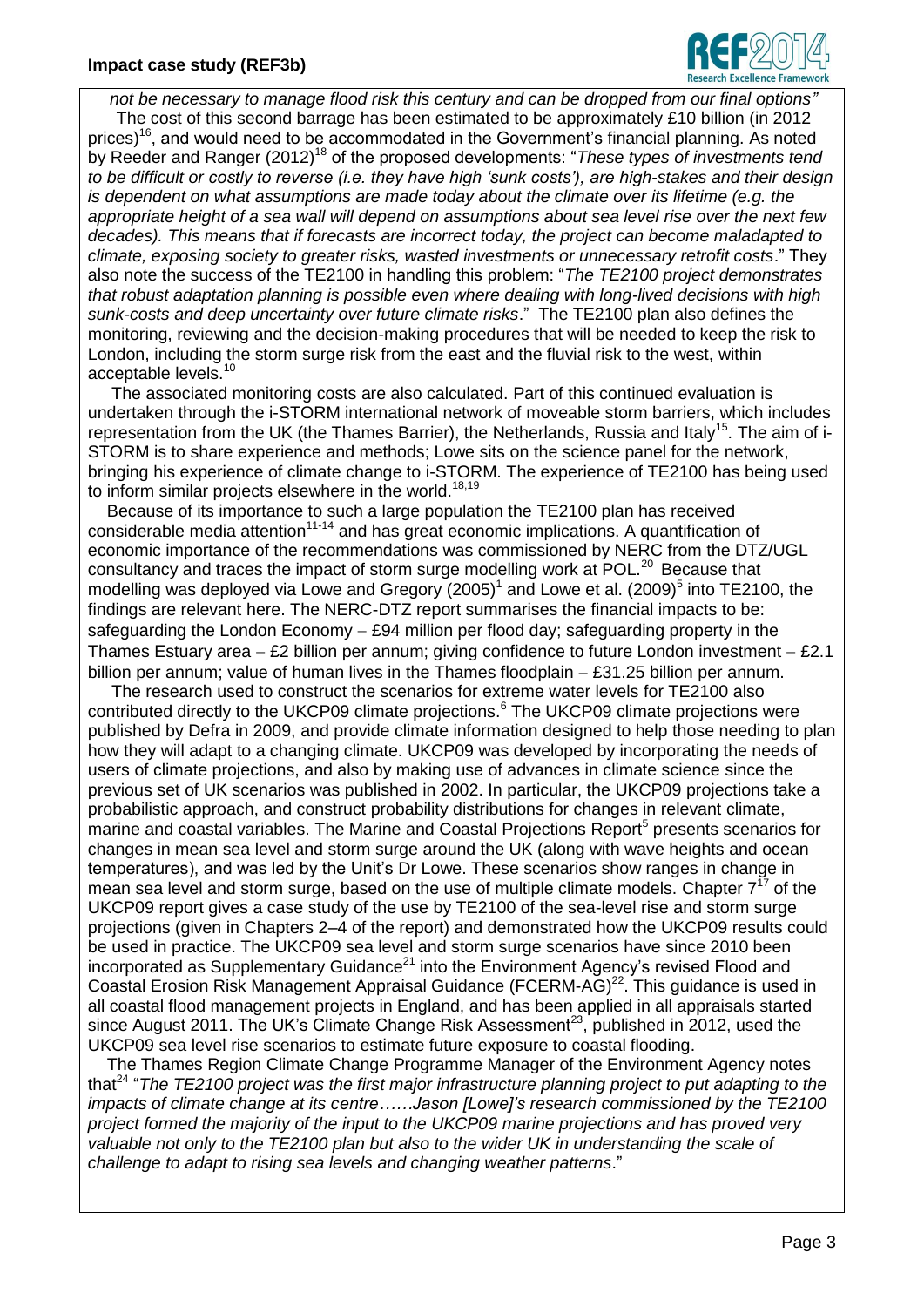*not be necessary to manage flood risk this century and can be dropped from our final options"*

The cost of this second barrage has been estimated to be approximately £10 billion (in 2012 prices)[16], and would need to be accommodated in the Government's financial planning. As noted by Reeder and Ranger (2012)[18] of the proposed developments: "*These types of investments tend to be difficult or costly to reverse (i.e. they have high 'sunk costs'), are high-stakes and their design is dependent on what assumptions are made today about the climate over its lifetime (e.g. the appropriate height of a sea wall will depend on assumptions about sea level rise over the next few decades). This means that if forecasts are incorrect today, the project can become maladapted to climate, exposing society to greater risks, wasted investments or unnecessary retrofit costs*." They also note the success of the TE2100 in handling this problem: "*The TE2100 project demonstrates that robust adaptation planning is possible even where dealing with long-lived decisions with high sunk-costs and deep uncertainty over future climate risks*." The TE2100 plan also defines the monitoring, reviewing and the decision-making procedures that will be needed to keep the risk to London, including the storm surge risk from the east and the fluvial risk to the west, within acceptable levels.[10]

The associated monitoring costs are also calculated. Part of this continued evaluation is undertaken through the i-STORM international network of moveable storm barriers, which includes representation from the UK (the Thames Barrier), the Netherlands, Russia and Italy[15]. The aim of i-STORM is to share experience and methods; Lowe sits on the science panel for the network, bringing his experience of climate change to i-STORM. The experience of TE2100 has being used to inform similar projects elsewhere in the world.[18,19]

Because of its importance to such a large population the TE2100 plan has received considerable media attention[11-14] and has great economic implications. A quantification of economic importance of the recommendations was commissioned by NERC from the DTZ/UGL consultancy and traces the impact of storm surge modelling work at POL.[20] Because that modelling was deployed via Lowe and Gregory (2005)[1] and Lowe et al. (2009)[5] into TE2100, the findings are relevant here. The NERC-DTZ report summarises the financial impacts to be: safeguarding the London Economy – £94 million per flood day; safeguarding property in the Thames Estuary area – £2 billion per annum; giving confidence to future London investment – £2.1 billion per annum; value of human lives in the Thames floodplain – £31.25 billion per annum.

The research used to construct the scenarios for extreme water levels for TE2100 also contributed directly to the UKCP09 climate projections.[6] The UKCP09 climate projections were published by Defra in 2009, and provide climate information designed to help those needing to plan how they will adapt to a changing climate. UKCP09 was developed by incorporating the needs of users of climate projections, and also by making use of advances in climate science since the previous set of UK scenarios was published in 2002. In particular, the UKCP09 projections take a probabilistic approach, and construct probability distributions for changes in relevant climate, marine and coastal variables. The Marine and Coastal Projections Report[5] presents scenarios for changes in mean sea level and storm surge around the UK (along with wave heights and ocean temperatures), and was led by the Unit's Dr Lowe. These scenarios show ranges in change in mean sea level and storm surge, based on the use of multiple climate models. Chapter 7[17] of the UKCP09 report gives a case study of the use by TE2100 of the sea-level rise and storm surge projections (given in Chapters 2–4 of the report) and demonstrated how the UKCP09 results could be used in practice. The UKCP09 sea level and storm surge scenarios have since 2010 been incorporated as Supplementary Guidance[21] into the Environment Agency's revised Flood and Coastal Erosion Risk Management Appraisal Guidance (FCERM-AG)[22]. This guidance is used in all coastal flood management projects in England, and has been applied in all appraisals started since August 2011. The UK's Climate Change Risk Assessment[23], published in 2012, used the UKCP09 sea level rise scenarios to estimate future exposure to coastal flooding.

The Thames Region Climate Change Programme Manager of the Environment Agency notes that[24] "*The TE2100 project was the first major infrastructure planning project to put adapting to the impacts of climate change at its centre……Jason [Lowe]'s research commissioned by the TE2100 project formed the majority of the input to the UKCP09 marine projections and has proved very valuable not only to the TE2100 plan but also to the wider UK in understanding the scale of challenge to adapt to rising sea levels and changing weather patterns*."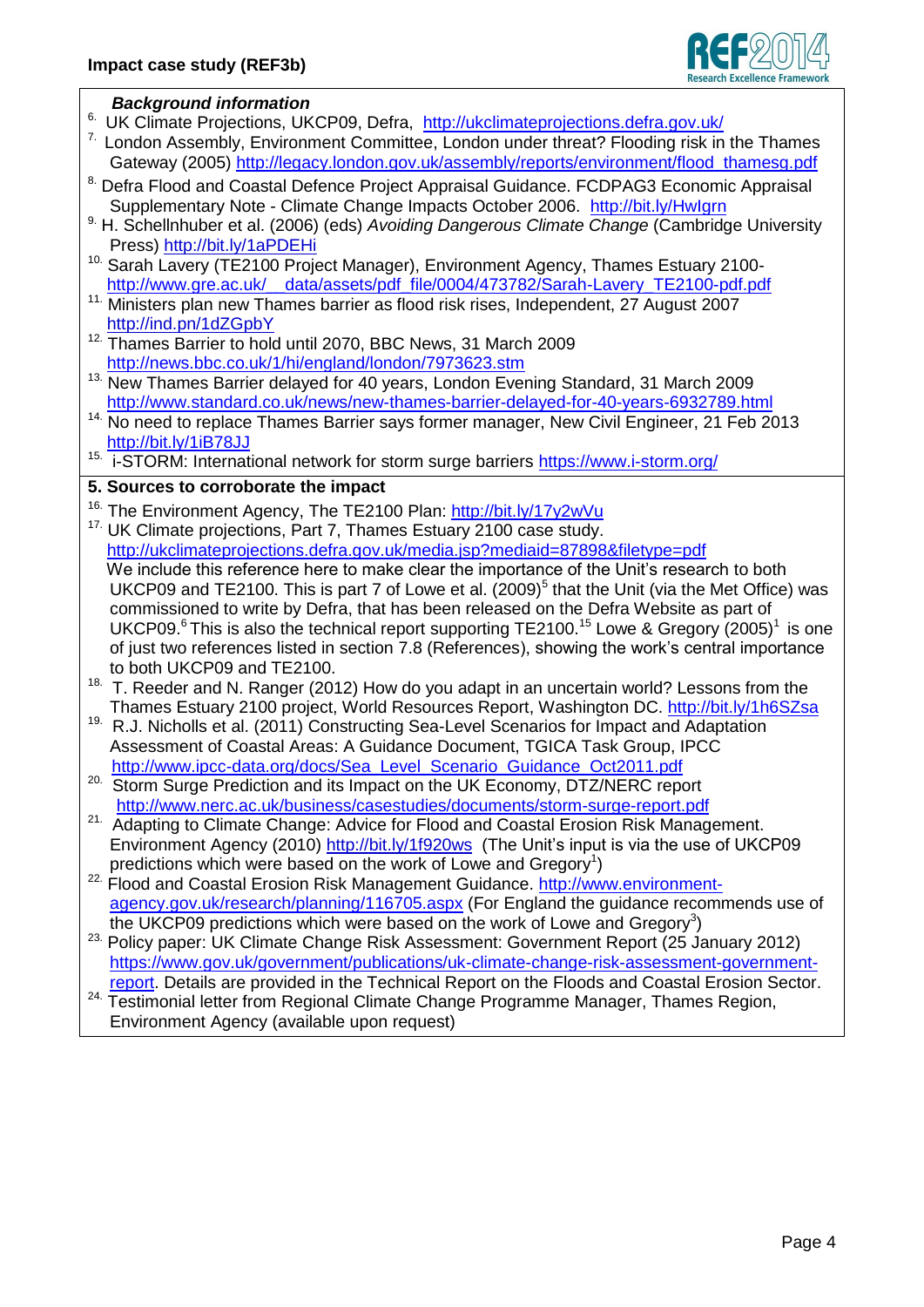***Background information***

[6] UK Climate Projections, UKCP09, Defra, http://ukclimateprojections.defra.gov.uk/

[7] London Assembly, Environment Committee, London under threat? Flooding risk in the Thames Gateway (2005) http://legacy.london.gov.uk/assembly/reports/environment/flood_thamesg.pdf

[8] Defra Flood and Coastal Defence Project Appraisal Guidance. FCDPAG3 Economic Appraisal Supplementary Note - Climate Change Impacts October 2006. http://bit.ly/HwIgrn

[9] H. Schellnhuber et al. (2006) (eds) *Avoiding Dangerous Climate Change* (Cambridge University Press) http://bit.ly/1aPDEHi

[10] Sarah Lavery (TE2100 Project Manager), Environment Agency, Thames Estuary 2100- http://www.gre.ac.uk/__data/assets/pdf_file/0004/473782/Sarah-Lavery_TE2100-pdf.pdf

[11] Ministers plan new Thames barrier as flood risk rises, Independent, 27 August 2007 http://ind.pn/1dZGpbY

[12] Thames Barrier to hold until 2070, BBC News, 31 March 2009 http://news.bbc.co.uk/1/hi/england/london/7973623.stm

[13] New Thames Barrier delayed for 40 years, London Evening Standard, 31 March 2009 http://www.standard.co.uk/news/new-thames-barrier-delayed-for-40-years-6932789.html

[14] No need to replace Thames Barrier says former manager, New Civil Engineer, 21 Feb 2013 http://bit.ly/1iB78JJ

[15] i-STORM: International network for storm surge barriers https://www.i-storm.org/

## 5. Sources to corroborate the impact

[16] The Environment Agency, The TE2100 Plan: http://bit.ly/17y2wVu

[17] UK Climate projections, Part 7, Thames Estuary 2100 case study. http://ukclimateprojections.defra.gov.uk/media.jsp?mediaid=87898&filetype=pdf
We include this reference here to make clear the importance of the Unit's research to both UKCP09 and TE2100. This is part 7 of Lowe et al. (2009)[5] that the Unit (via the Met Office) was commissioned to write by Defra, that has been released on the Defra Website as part of UKCP09.[6] This is also the technical report supporting TE2100.[15] Lowe & Gregory (2005)[1] is one of just two references listed in section 7.8 (References), showing the work's central importance to both UKCP09 and TE2100.

[18] T. Reeder and N. Ranger (2012) How do you adapt in an uncertain world? Lessons from the Thames Estuary 2100 project, World Resources Report, Washington DC. http://bit.ly/1h6SZsa

[19] R.J. Nicholls et al. (2011) Constructing Sea-Level Scenarios for Impact and Adaptation Assessment of Coastal Areas: A Guidance Document, TGICA Task Group, IPCC http://www.ipcc-data.org/docs/Sea_Level_Scenario_Guidance_Oct2011.pdf

[20] Storm Surge Prediction and its Impact on the UK Economy, DTZ/NERC report http://www.nerc.ac.uk/business/casestudies/documents/storm-surge-report.pdf

[21] Adapting to Climate Change: Advice for Flood and Coastal Erosion Risk Management. Environment Agency (2010) http://bit.ly/1f920ws (The Unit's input is via the use of UKCP09 predictions which were based on the work of Lowe and Gregory[1])

[22] Flood and Coastal Erosion Risk Management Guidance. http://www.environment-agency.gov.uk/research/planning/116705.aspx (For England the guidance recommends use of the UKCP09 predictions which were based on the work of Lowe and Gregory[3])

[23] Policy paper: UK Climate Change Risk Assessment: Government Report (25 January 2012) https://www.gov.uk/government/publications/uk-climate-change-risk-assessment-government-report. Details are provided in the Technical Report on the Floods and Coastal Erosion Sector.

[24] Testimonial letter from Regional Climate Change Programme Manager, Thames Region, Environment Agency (available upon request)